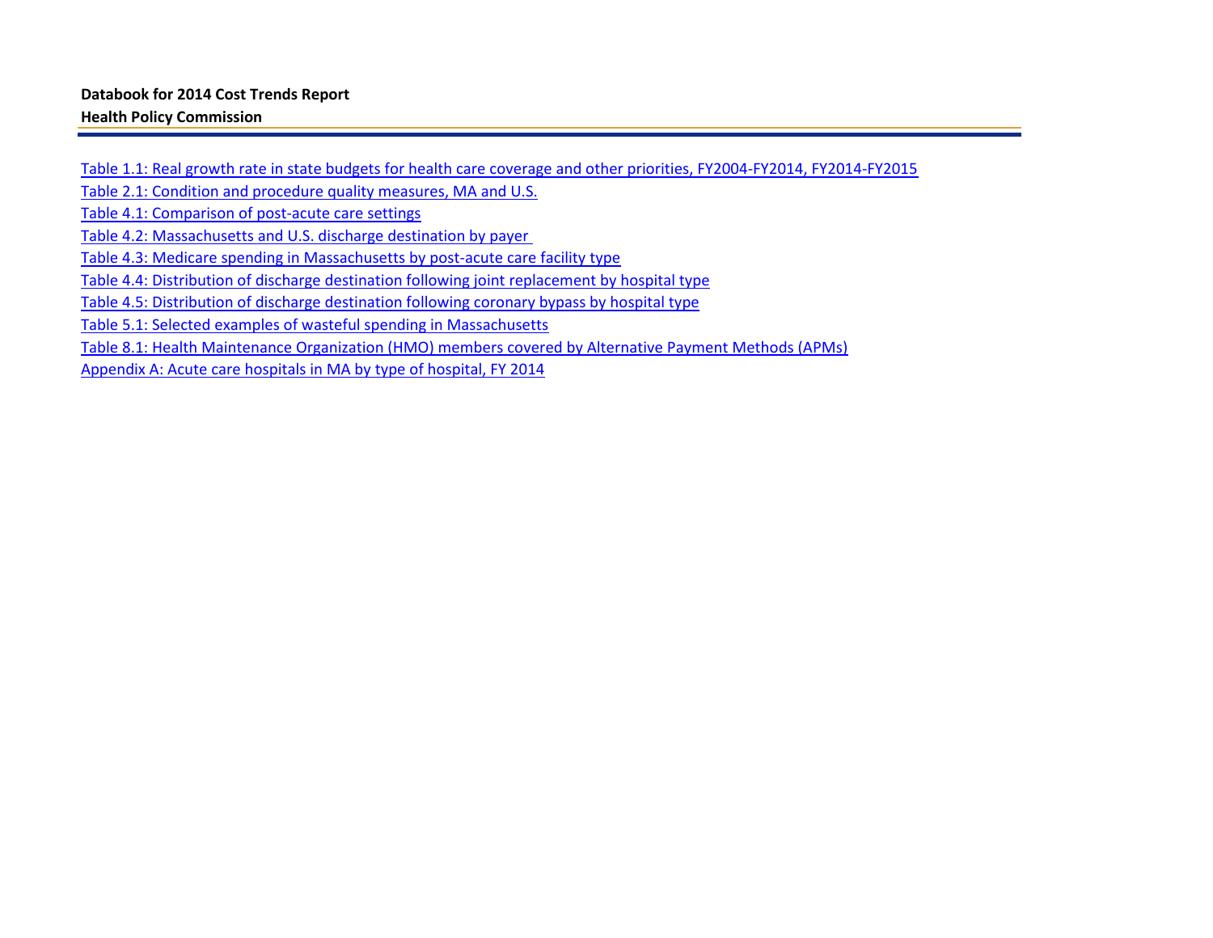**Databook for 2014 Cost Trends Report**

**Health Policy Commission**

---

Table 1.1: Real growth rate in state budgets for health care coverage and other priorities, FY2004-FY2014, FY2014-FY2015

Table 2.1: Condition and procedure quality measures, MA and U.S.

Table 4.1: Comparison of post-acute care settings

Table 4.2: Massachusetts and U.S. discharge destination by payer

Table 4.3: Medicare spending in Massachusetts by post-acute care facility type

Table 4.4: Distribution of discharge destination following joint replacement by hospital type

Table 4.5: Distribution of discharge destination following coronary bypass by hospital type

Table 5.1: Selected examples of wasteful spending in Massachusetts

Table 8.1: Health Maintenance Organization (HMO) members covered by Alternative Payment Methods (APMs)

Appendix A: Acute care hospitals in MA by type of hospital, FY 2014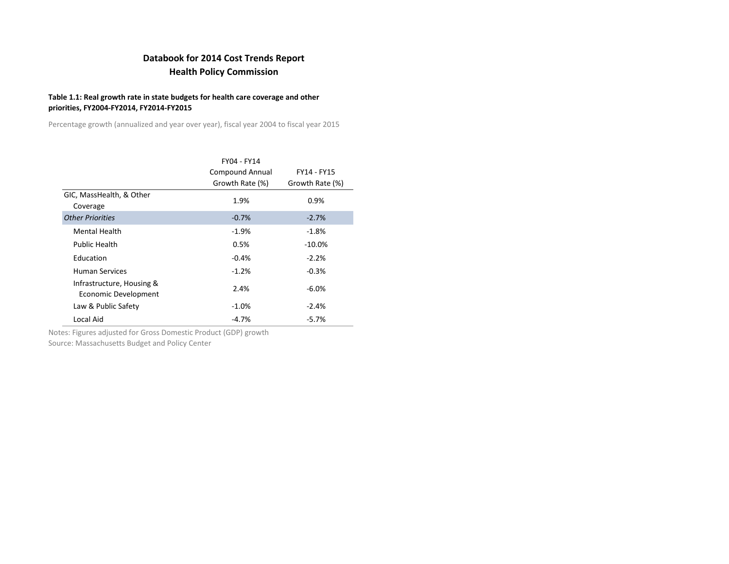# Databook for 2014 Cost Trends Report
## Health Policy Commission

**Table 1.1: Real growth rate in state budgets for health care coverage and other priorities, FY2004-FY2014, FY2014-FY2015**

Percentage growth (annualized and year over year), fiscal year 2004 to fiscal year 2015

| | FY04 - FY14 Compound Annual Growth Rate (%) | FY14 - FY15 Growth Rate (%) |
|---|---|---|
| GIC, MassHealth, & Other Coverage | 1.9% | 0.9% |
| *Other Priorities* | -0.7% | -2.7% |
| Mental Health | -1.9% | -1.8% |
| Public Health | 0.5% | -10.0% |
| Education | -0.4% | -2.2% |
| Human Services | -1.2% | -0.3% |
| Infrastructure, Housing & Economic Development | 2.4% | -6.0% |
| Law & Public Safety | -1.0% | -2.4% |
| Local Aid | -4.7% | -5.7% |

Notes: Figures adjusted for Gross Domestic Product (GDP) growth

Source: Massachusetts Budget and Policy Center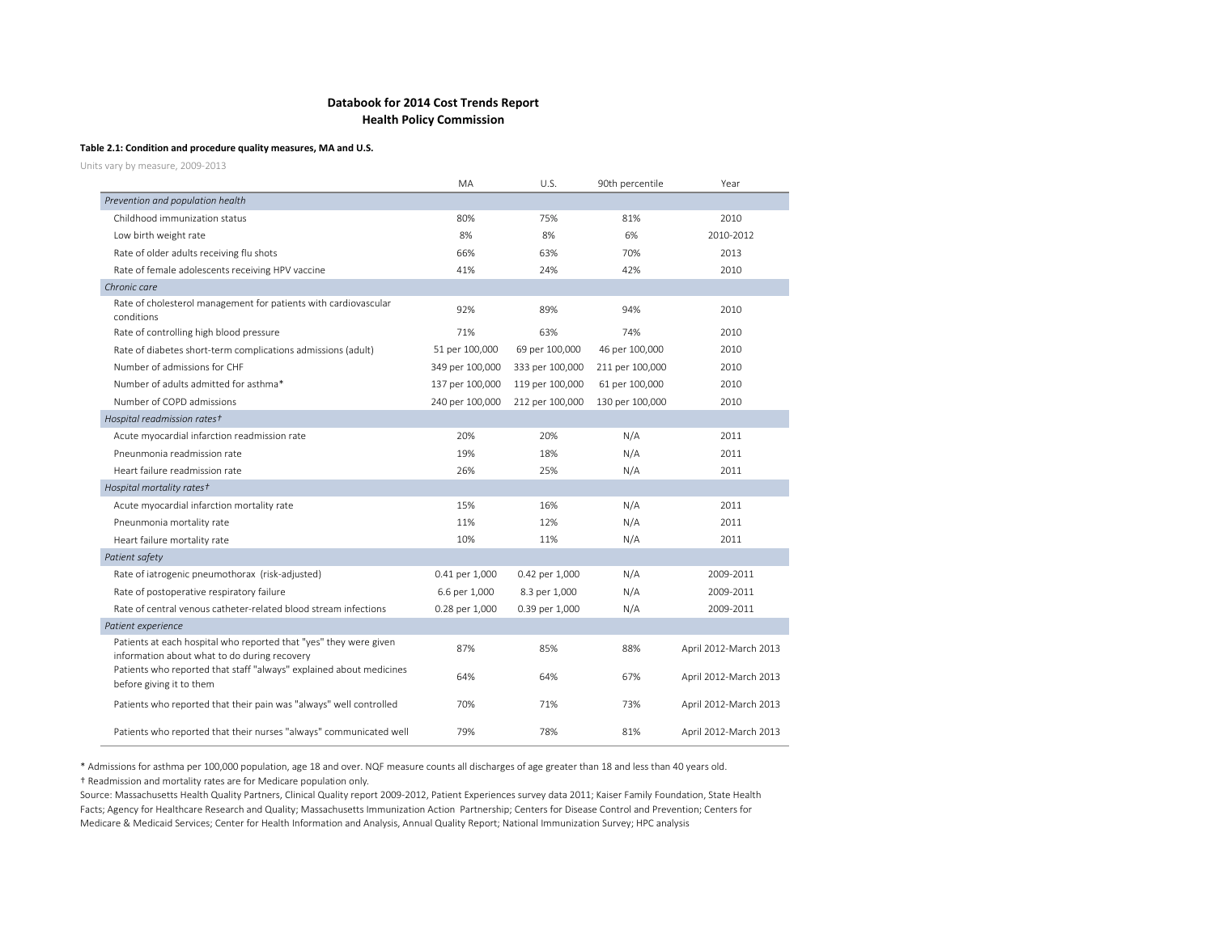# Databook for 2014 Cost Trends Report
## Health Policy Commission

**Table 2.1: Condition and procedure quality measures, MA and U.S.**

Units vary by measure, 2009-2013

| | MA | U.S. | 90th percentile | Year |
|---|---|---|---|---|
| *Prevention and population health* | | | | |
| Childhood immunization status | 80% | 75% | 81% | 2010 |
| Low birth weight rate | 8% | 8% | 6% | 2010-2012 |
| Rate of older adults receiving flu shots | 66% | 63% | 70% | 2013 |
| Rate of female adolescents receiving HPV vaccine | 41% | 24% | 42% | 2010 |
| *Chronic care* | | | | |
| Rate of cholesterol management for patients with cardiovascular conditions | 92% | 89% | 94% | 2010 |
| Rate of controlling high blood pressure | 71% | 63% | 74% | 2010 |
| Rate of diabetes short-term complications admissions (adult) | 51 per 100,000 | 69 per 100,000 | 46 per 100,000 | 2010 |
| Number of admissions for CHF | 349 per 100,000 | 333 per 100,000 | 211 per 100,000 | 2010 |
| Number of adults admitted for asthma* | 137 per 100,000 | 119 per 100,000 | 61 per 100,000 | 2010 |
| Number of COPD admissions | 240 per 100,000 | 212 per 100,000 | 130 per 100,000 | 2010 |
| *Hospital readmission rates†* | | | | |
| Acute myocardial infarction readmission rate | 20% | 20% | N/A | 2011 |
| Pneunmonia readmission rate | 19% | 18% | N/A | 2011 |
| Heart failure readmission rate | 26% | 25% | N/A | 2011 |
| *Hospital mortality rates†* | | | | |
| Acute myocardial infarction mortality rate | 15% | 16% | N/A | 2011 |
| Pneunmonia mortality rate | 11% | 12% | N/A | 2011 |
| Heart failure mortality rate | 10% | 11% | N/A | 2011 |
| *Patient safety* | | | | |
| Rate of iatrogenic pneumothorax (risk-adjusted) | 0.41 per 1,000 | 0.42 per 1,000 | N/A | 2009-2011 |
| Rate of postoperative respiratory failure | 6.6 per 1,000 | 8.3 per 1,000 | N/A | 2009-2011 |
| Rate of central venous catheter-related blood stream infections | 0.28 per 1,000 | 0.39 per 1,000 | N/A | 2009-2011 |
| *Patient experience* | | | | |
| Patients at each hospital who reported that "yes" they were given information about what to do during recovery | 87% | 85% | 88% | April 2012-March 2013 |
| Patients who reported that staff "always" explained about medicines before giving it to them | 64% | 64% | 67% | April 2012-March 2013 |
| Patients who reported that their pain was "always" well controlled | 70% | 71% | 73% | April 2012-March 2013 |
| Patients who reported that their nurses "always" communicated well | 79% | 78% | 81% | April 2012-March 2013 |

* Admissions for asthma per 100,000 population, age 18 and over. NQF measure counts all discharges of age greater than 18 and less than 40 years old.

† Readmission and mortality rates are for Medicare population only.

Source: Massachusetts Health Quality Partners, Clinical Quality report 2009-2012, Patient Experiences survey data 2011; Kaiser Family Foundation, State Health Facts; Agency for Healthcare Research and Quality; Massachusetts Immunization Action Partnership; Centers for Disease Control and Prevention; Centers for Medicare & Medicaid Services; Center for Health Information and Analysis, Annual Quality Report; National Immunization Survey; HPC analysis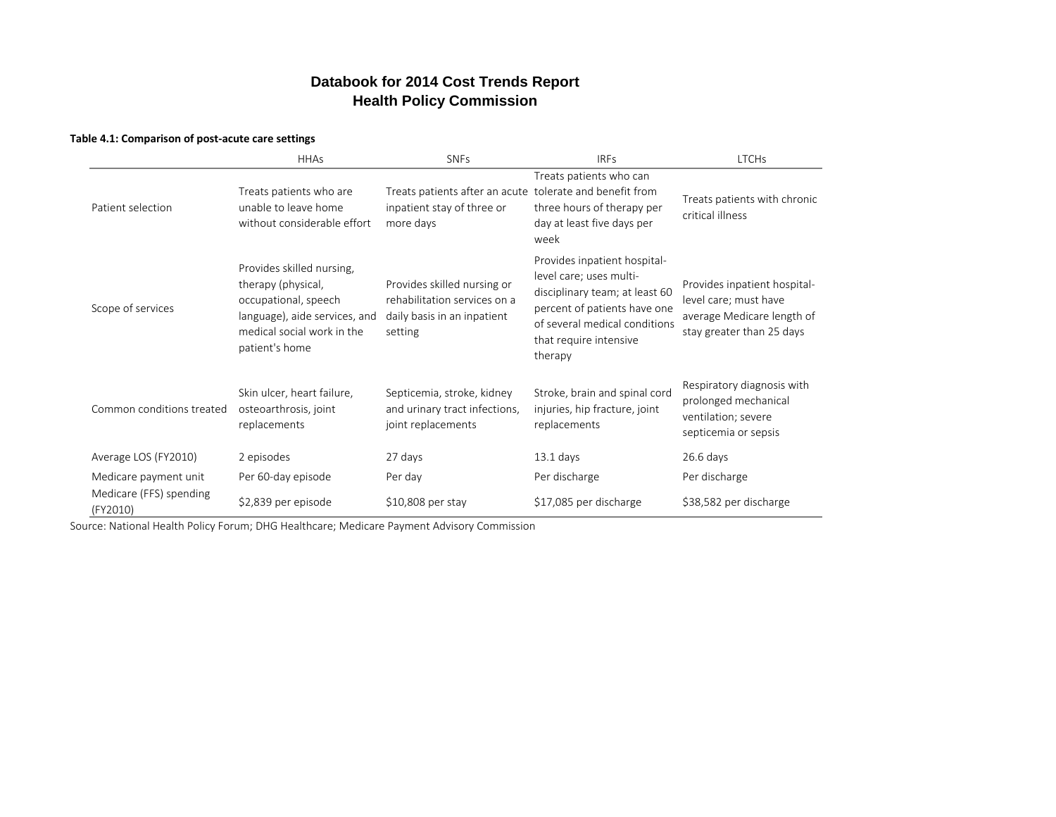# Databook for 2014 Cost Trends Report
## Health Policy Commission

**Table 4.1: Comparison of post-acute care settings**

| | HHAs | SNFs | IRFs | LTCHs |
|---|---|---|---|---|
| Patient selection | Treats patients who are unable to leave home without considerable effort | Treats patients after an acute inpatient stay of three or more days | Treats patients who can tolerate and benefit from three hours of therapy per day at least five days per week | Treats patients with chronic critical illness |
| Scope of services | Provides skilled nursing, therapy (physical, occupational, speech language), aide services, and medical social work in the patient's home | Provides skilled nursing or rehabilitation services on a daily basis in an inpatient setting | Provides inpatient hospital-level care; uses multi-disciplinary team; at least 60 percent of patients have one of several medical conditions that require intensive therapy | Provides inpatient hospital-level care; must have average Medicare length of stay greater than 25 days |
| Common conditions treated | Skin ulcer, heart failure, osteoarthrosis, joint replacements | Septicemia, stroke, kidney and urinary tract infections, joint replacements | Stroke, brain and spinal cord injuries, hip fracture, joint replacements | Respiratory diagnosis with prolonged mechanical ventilation; severe septicemia or sepsis |
| Average LOS (FY2010) | 2 episodes | 27 days | 13.1 days | 26.6 days |
| Medicare payment unit | Per 60-day episode | Per day | Per discharge | Per discharge |
| Medicare (FFS) spending (FY2010) | $2,839 per episode | $10,808 per stay | $17,085 per discharge | $38,582 per discharge |

Source: National Health Policy Forum; DHG Healthcare; Medicare Payment Advisory Commission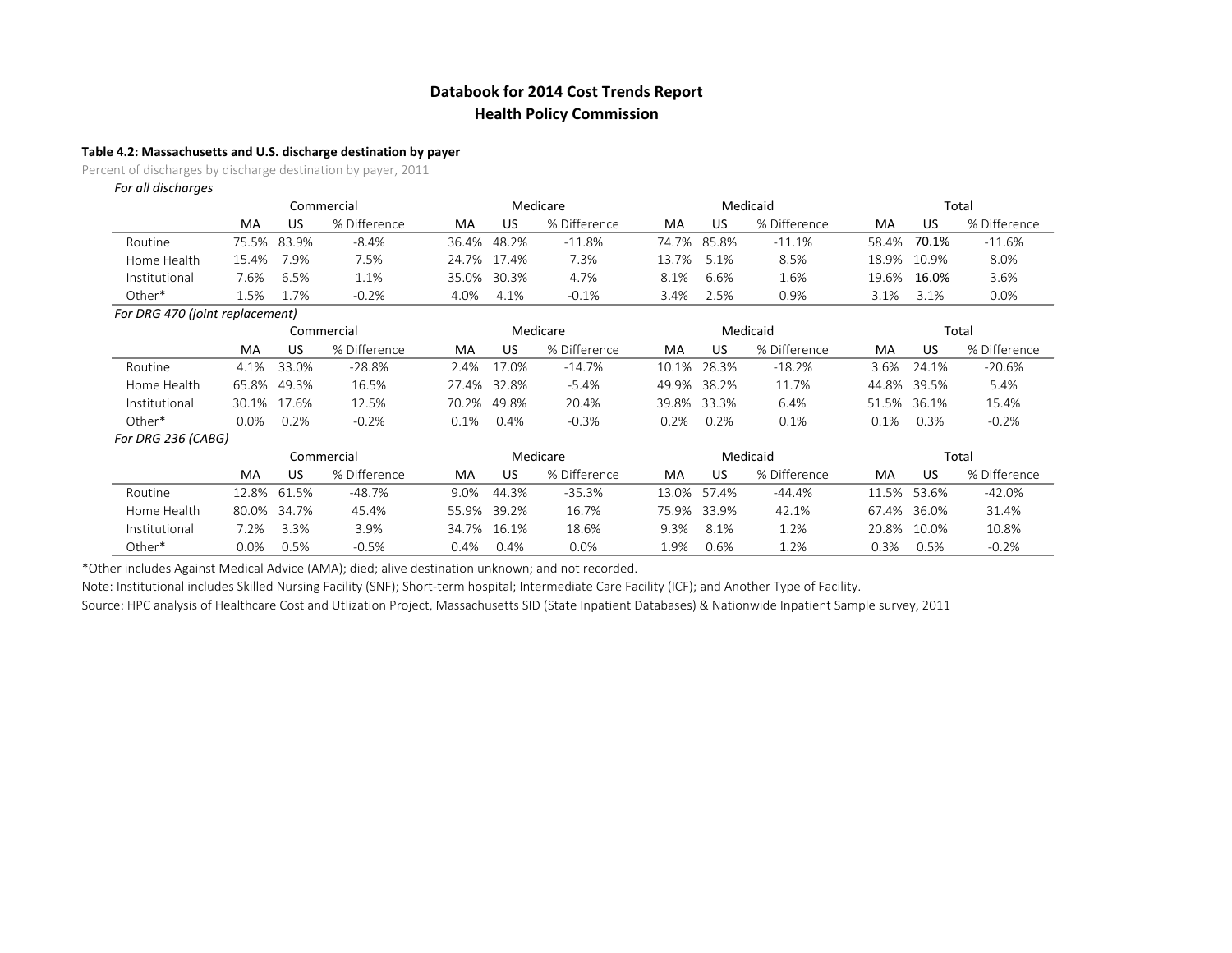# Databook for 2014 Cost Trends Report
## Health Policy Commission

**Table 4.2: Massachusetts and U.S. discharge destination by payer**

Percent of discharges by discharge destination by payer, 2011

*For all discharges*

| | Commercial | | | Medicare | | | Medicaid | | | Total | | |
|---|---|---|---|---|---|---|---|---|---|---|---|---|
| | MA | US | % Difference | MA | US | % Difference | MA | US | % Difference | MA | US | % Difference |
| Routine | 75.5% | 83.9% | -8.4% | 36.4% | 48.2% | -11.8% | 74.7% | 85.8% | -11.1% | 58.4% | 70.1% | -11.6% |
| Home Health | 15.4% | 7.9% | 7.5% | 24.7% | 17.4% | 7.3% | 13.7% | 5.1% | 8.5% | 18.9% | 10.9% | 8.0% |
| Institutional | 7.6% | 6.5% | 1.1% | 35.0% | 30.3% | 4.7% | 8.1% | 6.6% | 1.6% | 19.6% | 16.0% | 3.6% |
| Other* | 1.5% | 1.7% | -0.2% | 4.0% | 4.1% | -0.1% | 3.4% | 2.5% | 0.9% | 3.1% | 3.1% | 0.0% |

*For DRG 470 (joint replacement)*

| | Commercial | | | Medicare | | | Medicaid | | | Total | | |
|---|---|---|---|---|---|---|---|---|---|---|---|---|
| | MA | US | % Difference | MA | US | % Difference | MA | US | % Difference | MA | US | % Difference |
| Routine | 4.1% | 33.0% | -28.8% | 2.4% | 17.0% | -14.7% | 10.1% | 28.3% | -18.2% | 3.6% | 24.1% | -20.6% |
| Home Health | 65.8% | 49.3% | 16.5% | 27.4% | 32.8% | -5.4% | 49.9% | 38.2% | 11.7% | 44.8% | 39.5% | 5.4% |
| Institutional | 30.1% | 17.6% | 12.5% | 70.2% | 49.8% | 20.4% | 39.8% | 33.3% | 6.4% | 51.5% | 36.1% | 15.4% |
| Other* | 0.0% | 0.2% | -0.2% | 0.1% | 0.4% | -0.3% | 0.2% | 0.2% | 0.1% | 0.1% | 0.3% | -0.2% |

*For DRG 236 (CABG)*

| | Commercial | | | Medicare | | | Medicaid | | | Total | | |
|---|---|---|---|---|---|---|---|---|---|---|---|---|
| | MA | US | % Difference | MA | US | % Difference | MA | US | % Difference | MA | US | % Difference |
| Routine | 12.8% | 61.5% | -48.7% | 9.0% | 44.3% | -35.3% | 13.0% | 57.4% | -44.4% | 11.5% | 53.6% | -42.0% |
| Home Health | 80.0% | 34.7% | 45.4% | 55.9% | 39.2% | 16.7% | 75.9% | 33.9% | 42.1% | 67.4% | 36.0% | 31.4% |
| Institutional | 7.2% | 3.3% | 3.9% | 34.7% | 16.1% | 18.6% | 9.3% | 8.1% | 1.2% | 20.8% | 10.0% | 10.8% |
| Other* | 0.0% | 0.5% | -0.5% | 0.4% | 0.4% | 0.0% | 1.9% | 0.6% | 1.2% | 0.3% | 0.5% | -0.2% |

*Other includes Against Medical Advice (AMA); died; alive destination unknown; and not recorded.

Note: Institutional includes Skilled Nursing Facility (SNF); Short-term hospital; Intermediate Care Facility (ICF); and Another Type of Facility.

Source: HPC analysis of Healthcare Cost and Utlization Project, Massachusetts SID (State Inpatient Databases) & Nationwide Inpatient Sample survey, 2011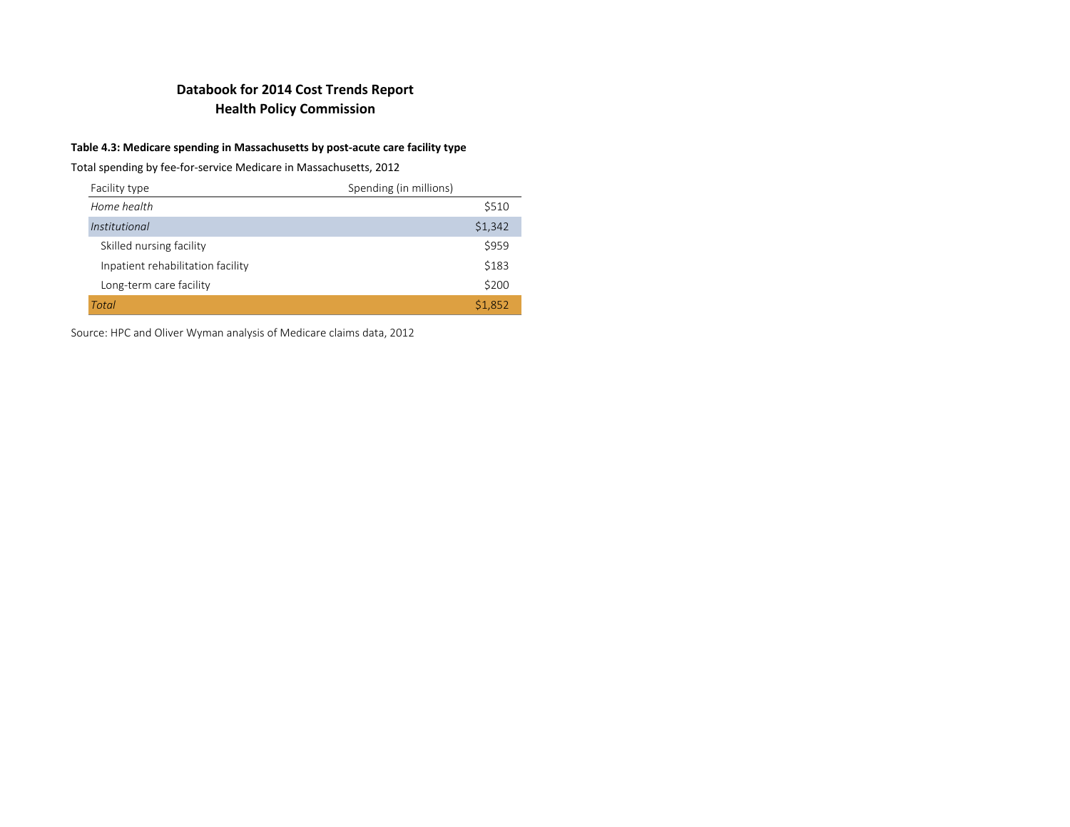# Databook for 2014 Cost Trends Report
## Health Policy Commission

**Table 4.3: Medicare spending in Massachusetts by post-acute care facility type**

Total spending by fee-for-service Medicare in Massachusetts, 2012

| Facility type | Spending (in millions) |
|---|---|
| *Home health* | $510 |
| *Institutional* | $1,342 |
| Skilled nursing facility | $959 |
| Inpatient rehabilitation facility | $183 |
| Long-term care facility | $200 |
| *Total* | $1,852 |

Source: HPC and Oliver Wyman analysis of Medicare claims data, 2012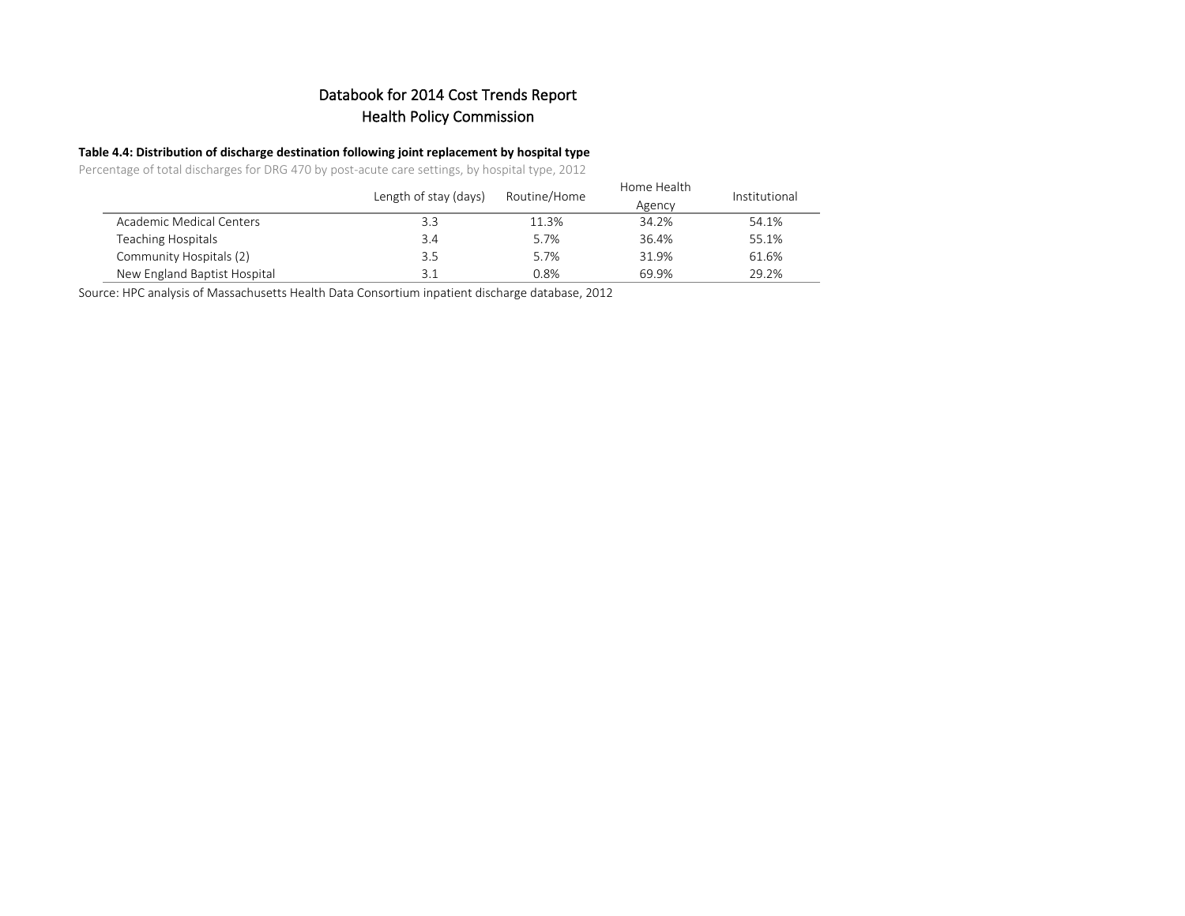# Databook for 2014 Cost Trends Report
## Health Policy Commission

**Table 4.4: Distribution of discharge destination following joint replacement by hospital type**

Percentage of total discharges for DRG 470 by post-acute care settings, by hospital type, 2012

| | Length of stay (days) | Routine/Home | Home Health Agency | Institutional |
|---|---|---|---|---|
| Academic Medical Centers | 3.3 | 11.3% | 34.2% | 54.1% |
| Teaching Hospitals | 3.4 | 5.7% | 36.4% | 55.1% |
| Community Hospitals (2) | 3.5 | 5.7% | 31.9% | 61.6% |
| New England Baptist Hospital | 3.1 | 0.8% | 69.9% | 29.2% |

Source: HPC analysis of Massachusetts Health Data Consortium inpatient discharge database, 2012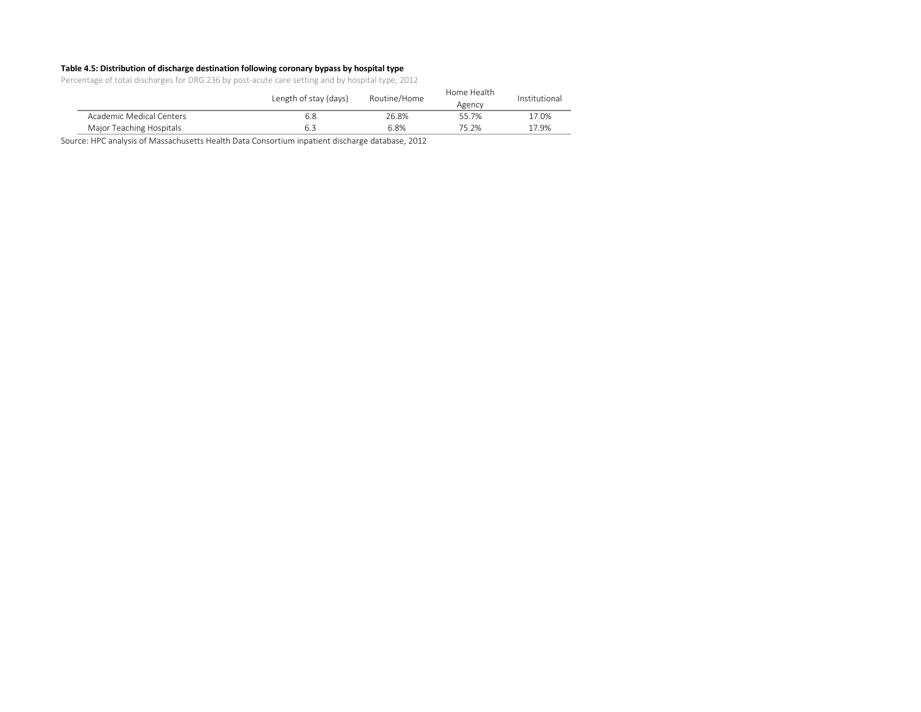**Table 4.5: Distribution of discharge destination following coronary bypass by hospital type**

Percentage of total discharges for DRG 236 by post-acute care setting and by hospital type, 2012

| | Length of stay (days) | Routine/Home | Home Health Agency | Institutional |
|---|---|---|---|---|
| Academic Medical Centers | 6.8 | 26.8% | 55.7% | 17.0% |
| Major Teaching Hospitals | 6.3 | 6.8% | 75.2% | 17.9% |

Source: HPC analysis of Massachusetts Health Data Consortium inpatient discharge database, 2012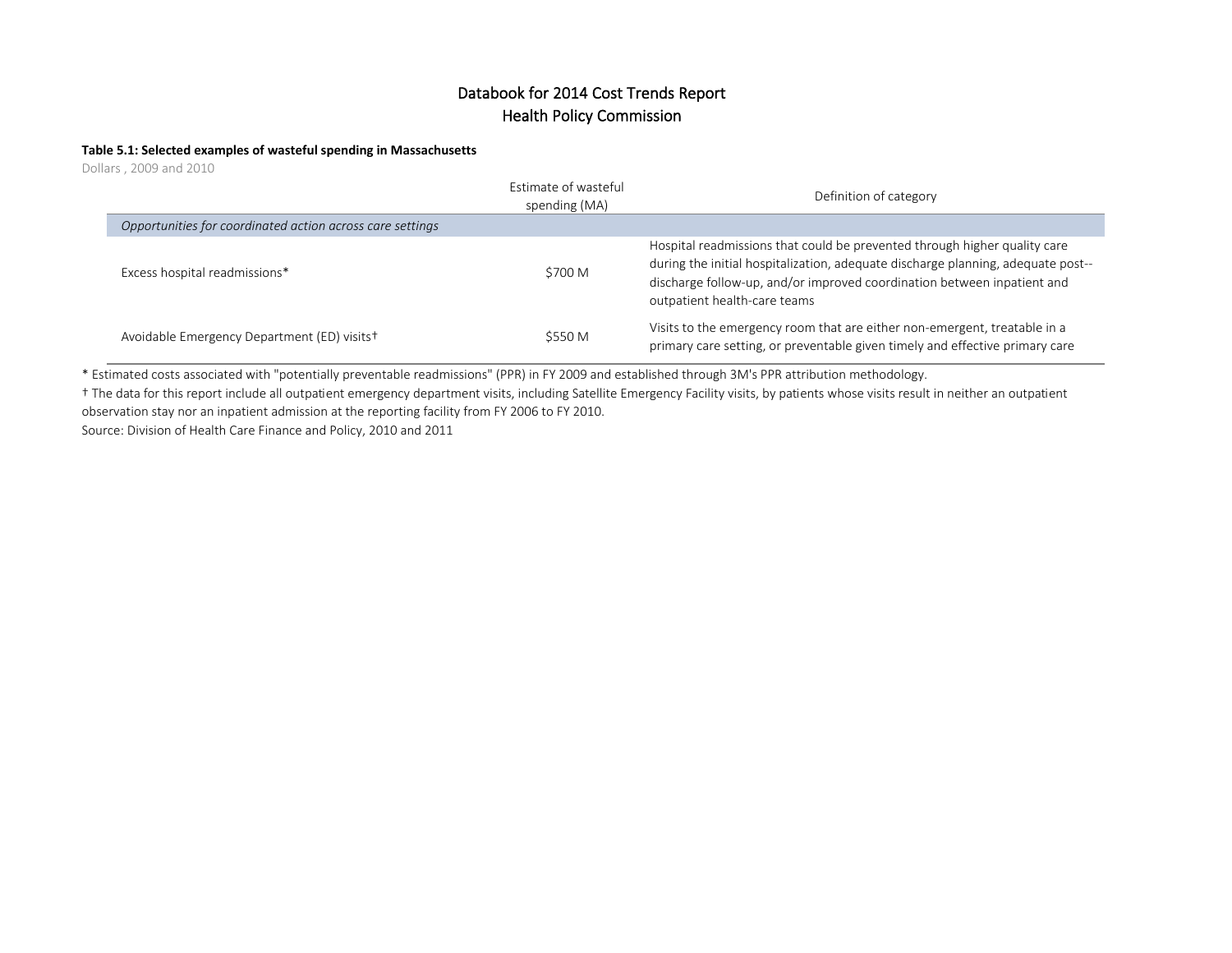# Databook for 2014 Cost Trends Report
## Health Policy Commission

**Table 5.1: Selected examples of wasteful spending in Massachusetts**

Dollars , 2009 and 2010

| | Estimate of wasteful spending (MA) | Definition of category |
|---|---|---|
| *Opportunities for coordinated action across care settings* | | |
| Excess hospital readmissions* | $700 M | Hospital readmissions that could be prevented through higher quality care during the initial hospitalization, adequate discharge planning, adequate post--discharge follow-up, and/or improved coordination between inpatient and outpatient health-care teams |
| Avoidable Emergency Department (ED) visits† | $550 M | Visits to the emergency room that are either non-emergent, treatable in a primary care setting, or preventable given timely and effective primary care |

* Estimated costs associated with "potentially preventable readmissions" (PPR) in FY 2009 and established through 3M's PPR attribution methodology.

† The data for this report include all outpatient emergency department visits, including Satellite Emergency Facility visits, by patients whose visits result in neither an outpatient observation stay nor an inpatient admission at the reporting facility from FY 2006 to FY 2010.

Source: Division of Health Care Finance and Policy, 2010 and 2011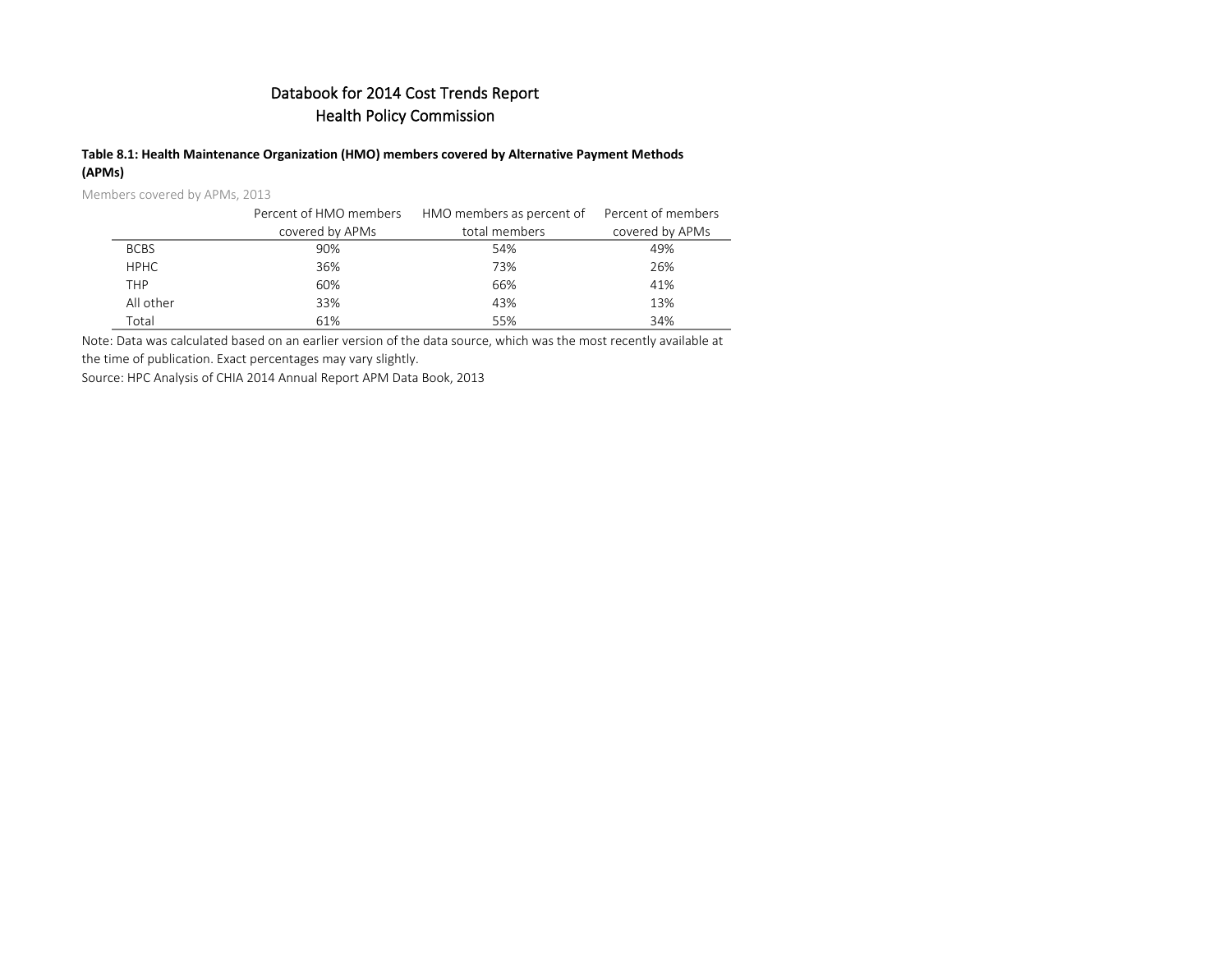# Databook for 2014 Cost Trends Report
## Health Policy Commission

**Table 8.1: Health Maintenance Organization (HMO) members covered by Alternative Payment Methods (APMs)**

Members covered by APMs, 2013

| | Percent of HMO members covered by APMs | HMO members as percent of total members | Percent of members covered by APMs |
|---|---|---|---|
| BCBS | 90% | 54% | 49% |
| HPHC | 36% | 73% | 26% |
| THP | 60% | 66% | 41% |
| All other | 33% | 43% | 13% |
| Total | 61% | 55% | 34% |

Note: Data was calculated based on an earlier version of the data source, which was the most recently available at the time of publication. Exact percentages may vary slightly.

Source: HPC Analysis of CHIA 2014 Annual Report APM Data Book, 2013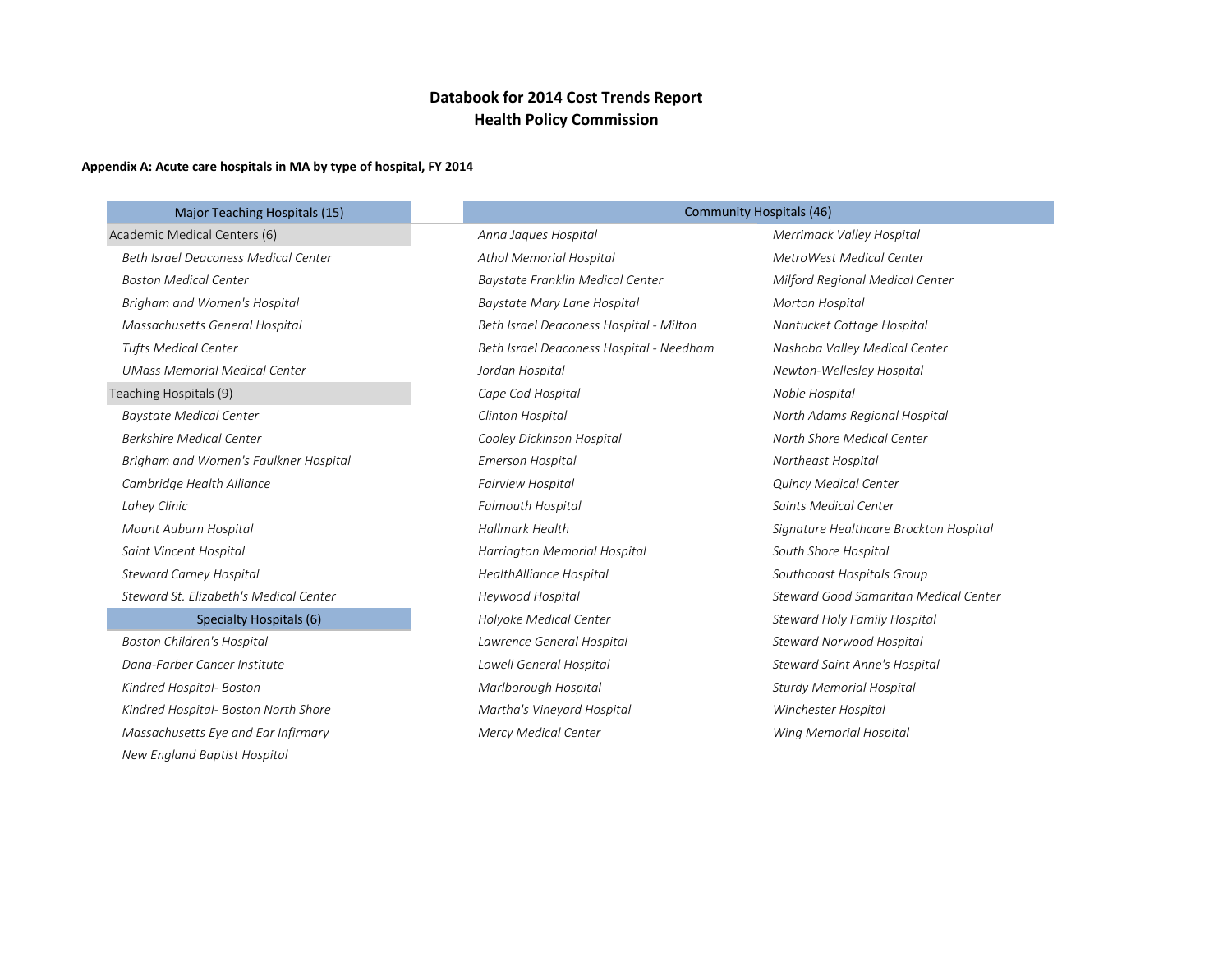# Databook for 2014 Cost Trends Report
# Health Policy Commission

**Appendix A: Acute care hospitals in MA by type of hospital, FY 2014**

| Major Teaching Hospitals (15) |
|---|
| Academic Medical Centers (6) |
| *Beth Israel Deaconess Medical Center* |
| *Boston Medical Center* |
| *Brigham and Women's Hospital* |
| *Massachusetts General Hospital* |
| *Tufts Medical Center* |
| *UMass Memorial Medical Center* |
| Teaching Hospitals (9) |
| *Baystate Medical Center* |
| *Berkshire Medical Center* |
| *Brigham and Women's Faulkner Hospital* |
| *Cambridge Health Alliance* |
| *Lahey Clinic* |
| *Mount Auburn Hospital* |
| *Saint Vincent Hospital* |
| *Steward Carney Hospital* |
| *Steward St. Elizabeth's Medical Center* |

| Specialty Hospitals (6) |
|---|
| *Boston Children's Hospital* |
| *Dana-Farber Cancer Institute* |
| *Kindred Hospital- Boston* |
| *Kindred Hospital- Boston North Shore* |
| *Massachusetts Eye and Ear Infirmary* |
| *New England Baptist Hospital* |

| Community Hospitals (46) | |
|---|---|
| *Anna Jaques Hospital* | *Merrimack Valley Hospital* |
| *Athol Memorial Hospital* | *MetroWest Medical Center* |
| *Baystate Franklin Medical Center* | *Milford Regional Medical Center* |
| *Baystate Mary Lane Hospital* | *Morton Hospital* |
| *Beth Israel Deaconess Hospital - Milton* | *Nantucket Cottage Hospital* |
| *Beth Israel Deaconess Hospital - Needham* | *Nashoba Valley Medical Center* |
| *Jordan Hospital* | *Newton-Wellesley Hospital* |
| *Cape Cod Hospital* | *Noble Hospital* |
| *Clinton Hospital* | *North Adams Regional Hospital* |
| *Cooley Dickinson Hospital* | *North Shore Medical Center* |
| *Emerson Hospital* | *Northeast Hospital* |
| *Fairview Hospital* | *Quincy Medical Center* |
| *Falmouth Hospital* | *Saints Medical Center* |
| *Hallmark Health* | *Signature Healthcare Brockton Hospital* |
| *Harrington Memorial Hospital* | *South Shore Hospital* |
| *HealthAlliance Hospital* | *Southcoast Hospitals Group* |
| *Heywood Hospital* | *Steward Good Samaritan Medical Center* |
| *Holyoke Medical Center* | *Steward Holy Family Hospital* |
| *Lawrence General Hospital* | *Steward Norwood Hospital* |
| *Lowell General Hospital* | *Steward Saint Anne's Hospital* |
| *Marlborough Hospital* | *Sturdy Memorial Hospital* |
| *Martha's Vineyard Hospital* | *Winchester Hospital* |
| *Mercy Medical Center* | *Wing Memorial Hospital* |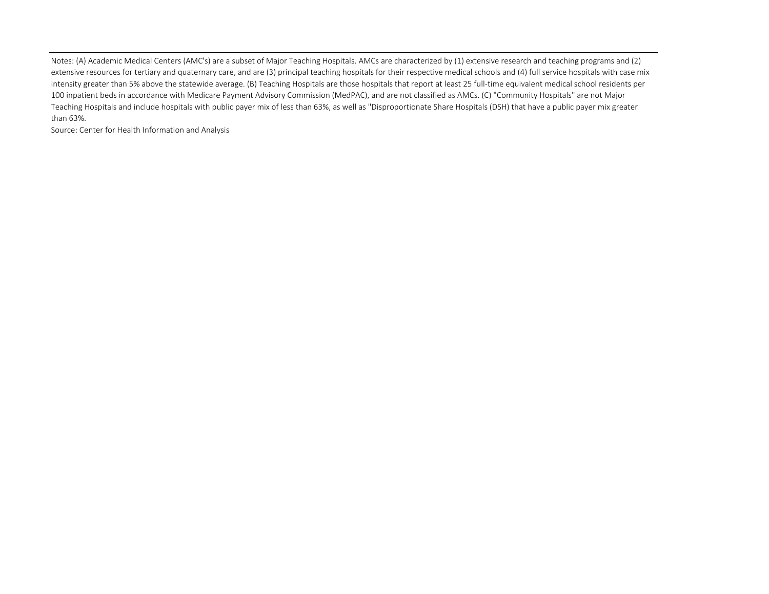Notes: (A) Academic Medical Centers (AMC's) are a subset of Major Teaching Hospitals. AMCs are characterized by (1) extensive research and teaching programs and (2) extensive resources for tertiary and quaternary care, and are (3) principal teaching hospitals for their respective medical schools and (4) full service hospitals with case mix intensity greater than 5% above the statewide average. (B) Teaching Hospitals are those hospitals that report at least 25 full-time equivalent medical school residents per 100 inpatient beds in accordance with Medicare Payment Advisory Commission (MedPAC), and are not classified as AMCs. (C) "Community Hospitals" are not Major Teaching Hospitals and include hospitals with public payer mix of less than 63%, as well as "Disproportionate Share Hospitals (DSH) that have a public payer mix greater than 63%.

Source: Center for Health Information and Analysis